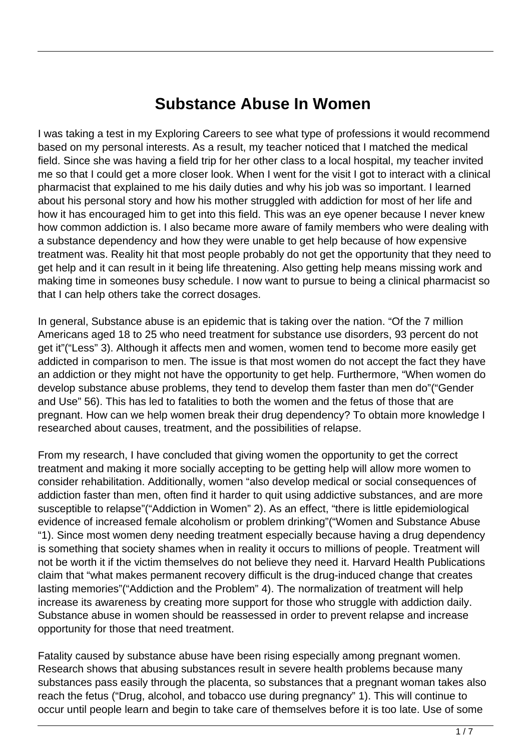# Substance Abuse In Women

I was taking a test in my Exploring Careers to see what type of professions it would recommend based on my personal interests. As a result, my teacher noticed that I matched the medical field. Since she was having a field trip for her other class to a local hospital, my teacher invited me so that I could get a more closer look. When I went for the visit I got to interact with a clinical pharmacist that explained to me his daily duties and why his job was so important. I learned about his personal story and how his mother struggled with addiction for most of her life and how it has encouraged him to get into this field. This was an eye opener because I never knew how common addiction is. I also became more aware of family members who were dealing with a substance dependency and how they were unable to get help because of how expensive treatment was. Reality hit that most people probably do not get the opportunity that they need to get help and it can result in it being life threatening. Also getting help means missing work and making time in someones busy schedule. I now want to pursue to being a clinical pharmacist so that I can help others take the correct dosages.

In general, Substance abuse is an epidemic that is taking over the nation. "Of the 7 million Americans aged 18 to 25 who need treatment for substance use disorders, 93 percent do not get it"("Less" 3). Although it affects men and women, women tend to become more easily get addicted in comparison to men. The issue is that most women do not accept the fact they have an addiction or they might not have the opportunity to get help. Furthermore, "When women do develop substance abuse problems, they tend to develop them faster than men do"("Gender and Use" 56). This has led to fatalities to both the women and the fetus of those that are pregnant. How can we help women break their drug dependency? To obtain more knowledge I researched about causes, treatment, and the possibilities of relapse.

From my research, I have concluded that giving women the opportunity to get the correct treatment and making it more socially accepting to be getting help will allow more women to consider rehabilitation. Additionally, women "also develop medical or social consequences of addiction faster than men, often find it harder to quit using addictive substances, and are more susceptible to relapse"("Addiction in Women" 2). As an effect, "there is little epidemiological evidence of increased female alcoholism or problem drinking"("Women and Substance Abuse "1). Since most women deny needing treatment especially because having a drug dependency is something that society shames when in reality it occurs to millions of people. Treatment will not be worth it if the victim themselves do not believe they need it. Harvard Health Publications claim that "what makes permanent recovery difficult is the drug-induced change that creates lasting memories"("Addiction and the Problem" 4). The normalization of treatment will help increase its awareness by creating more support for those who struggle with addiction daily. Substance abuse in women should be reassessed in order to prevent relapse and increase opportunity for those that need treatment.

Fatality caused by substance abuse have been rising especially among pregnant women. Research shows that abusing substances result in severe health problems because many substances pass easily through the placenta, so substances that a pregnant woman takes also reach the fetus ("Drug, alcohol, and tobacco use during pregnancy" 1). This will continue to occur until people learn and begin to take care of themselves before it is too late. Use of some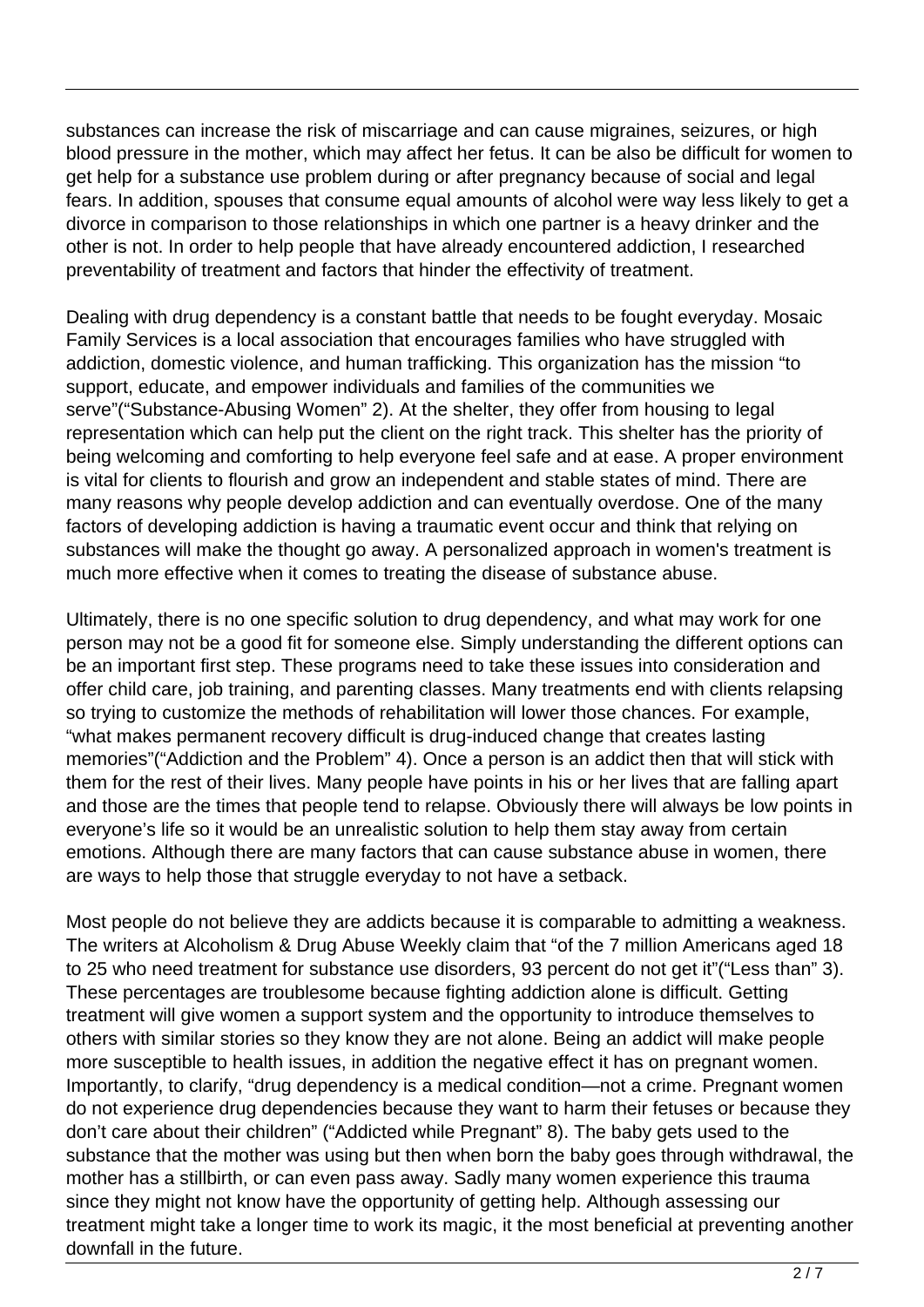substances can increase the risk of miscarriage and can cause migraines, seizures, or high blood pressure in the mother, which may affect her fetus. It can be also be difficult for women to get help for a substance use problem during or after pregnancy because of social and legal fears. In addition, spouses that consume equal amounts of alcohol were way less likely to get a divorce in comparison to those relationships in which one partner is a heavy drinker and the other is not. In order to help people that have already encountered addiction, I researched preventability of treatment and factors that hinder the effectivity of treatment.

Dealing with drug dependency is a constant battle that needs to be fought everyday. Mosaic Family Services is a local association that encourages families who have struggled with addiction, domestic violence, and human trafficking. This organization has the mission "to support, educate, and empower individuals and families of the communities we serve"("Substance-Abusing Women" 2). At the shelter, they offer from housing to legal representation which can help put the client on the right track. This shelter has the priority of being welcoming and comforting to help everyone feel safe and at ease. A proper environment is vital for clients to flourish and grow an independent and stable states of mind. There are many reasons why people develop addiction and can eventually overdose. One of the many factors of developing addiction is having a traumatic event occur and think that relying on substances will make the thought go away. A personalized approach in women's treatment is much more effective when it comes to treating the disease of substance abuse.

Ultimately, there is no one specific solution to drug dependency, and what may work for one person may not be a good fit for someone else. Simply understanding the different options can be an important first step. These programs need to take these issues into consideration and offer child care, job training, and parenting classes. Many treatments end with clients relapsing so trying to customize the methods of rehabilitation will lower those chances. For example, "what makes permanent recovery difficult is drug-induced change that creates lasting memories"("Addiction and the Problem" 4). Once a person is an addict then that will stick with them for the rest of their lives. Many people have points in his or her lives that are falling apart and those are the times that people tend to relapse. Obviously there will always be low points in everyone's life so it would be an unrealistic solution to help them stay away from certain emotions. Although there are many factors that can cause substance abuse in women, there are ways to help those that struggle everyday to not have a setback.

Most people do not believe they are addicts because it is comparable to admitting a weakness. The writers at Alcoholism & Drug Abuse Weekly claim that "of the 7 million Americans aged 18 to 25 who need treatment for substance use disorders, 93 percent do not get it"("Less than" 3). These percentages are troublesome because fighting addiction alone is difficult. Getting treatment will give women a support system and the opportunity to introduce themselves to others with similar stories so they know they are not alone. Being an addict will make people more susceptible to health issues, in addition the negative effect it has on pregnant women. Importantly, to clarify, "drug dependency is a medical condition—not a crime. Pregnant women do not experience drug dependencies because they want to harm their fetuses or because they don't care about their children" ("Addicted while Pregnant" 8). The baby gets used to the substance that the mother was using but then when born the baby goes through withdrawal, the mother has a stillbirth, or can even pass away. Sadly many women experience this trauma since they might not know have the opportunity of getting help. Although assessing our treatment might take a longer time to work its magic, it the most beneficial at preventing another downfall in the future.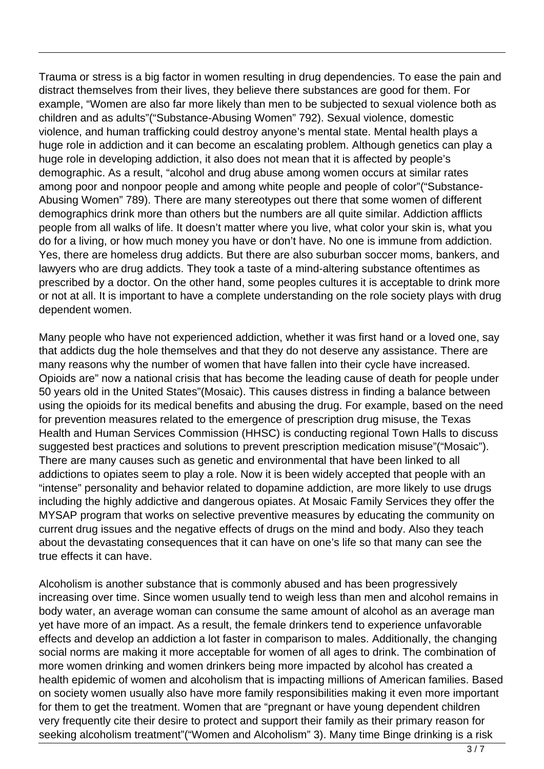Trauma or stress is a big factor in women resulting in drug dependencies. To ease the pain and distract themselves from their lives, they believe there substances are good for them. For example, "Women are also far more likely than men to be subjected to sexual violence both as children and as adults"("Substance-Abusing Women" 792). Sexual violence, domestic violence, and human trafficking could destroy anyone's mental state. Mental health plays a huge role in addiction and it can become an escalating problem. Although genetics can play a huge role in developing addiction, it also does not mean that it is affected by people's demographic. As a result, "alcohol and drug abuse among women occurs at similar rates among poor and nonpoor people and among white people and people of color"("Substance-Abusing Women" 789). There are many stereotypes out there that some women of different demographics drink more than others but the numbers are all quite similar. Addiction afflicts people from all walks of life. It doesn't matter where you live, what color your skin is, what you do for a living, or how much money you have or don't have. No one is immune from addiction. Yes, there are homeless drug addicts. But there are also suburban soccer moms, bankers, and lawyers who are drug addicts. They took a taste of a mind-altering substance oftentimes as prescribed by a doctor. On the other hand, some peoples cultures it is acceptable to drink more or not at all. It is important to have a complete understanding on the role society plays with drug dependent women.

Many people who have not experienced addiction, whether it was first hand or a loved one, say that addicts dug the hole themselves and that they do not deserve any assistance. There are many reasons why the number of women that have fallen into their cycle have increased. Opioids are" now a national crisis that has become the leading cause of death for people under 50 years old in the United States"(Mosaic). This causes distress in finding a balance between using the opioids for its medical benefits and abusing the drug. For example, based on the need for prevention measures related to the emergence of prescription drug misuse, the Texas Health and Human Services Commission (HHSC) is conducting regional Town Halls to discuss suggested best practices and solutions to prevent prescription medication misuse"("Mosaic"). There are many causes such as genetic and environmental that have been linked to all addictions to opiates seem to play a role. Now it is been widely accepted that people with an "intense" personality and behavior related to dopamine addiction, are more likely to use drugs including the highly addictive and dangerous opiates. At Mosaic Family Services they offer the MYSAP program that works on selective preventive measures by educating the community on current drug issues and the negative effects of drugs on the mind and body. Also they teach about the devastating consequences that it can have on one's life so that many can see the true effects it can have.

Alcoholism is another substance that is commonly abused and has been progressively increasing over time. Since women usually tend to weigh less than men and alcohol remains in body water, an average woman can consume the same amount of alcohol as an average man yet have more of an impact. As a result, the female drinkers tend to experience unfavorable effects and develop an addiction a lot faster in comparison to males. Additionally, the changing social norms are making it more acceptable for women of all ages to drink. The combination of more women drinking and women drinkers being more impacted by alcohol has created a health epidemic of women and alcoholism that is impacting millions of American families. Based on society women usually also have more family responsibilities making it even more important for them to get the treatment. Women that are "pregnant or have young dependent children very frequently cite their desire to protect and support their family as their primary reason for seeking alcoholism treatment"("Women and Alcoholism" 3). Many time Binge drinking is a risk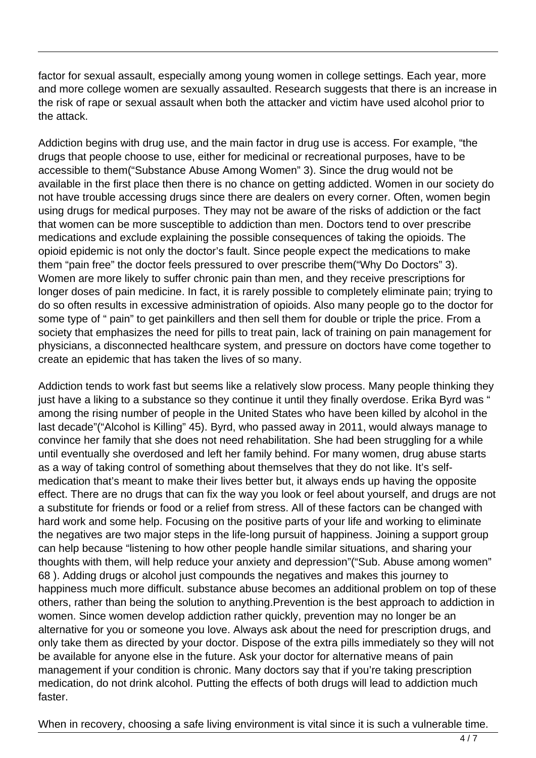factor for sexual assault, especially among young women in college settings. Each year, more and more college women are sexually assaulted. Research suggests that there is an increase in the risk of rape or sexual assault when both the attacker and victim have used alcohol prior to the attack.

Addiction begins with drug use, and the main factor in drug use is access. For example, "the drugs that people choose to use, either for medicinal or recreational purposes, have to be accessible to them("Substance Abuse Among Women" 3). Since the drug would not be available in the first place then there is no chance on getting addicted. Women in our society do not have trouble accessing drugs since there are dealers on every corner. Often, women begin using drugs for medical purposes. They may not be aware of the risks of addiction or the fact that women can be more susceptible to addiction than men. Doctors tend to over prescribe medications and exclude explaining the possible consequences of taking the opioids. The opioid epidemic is not only the doctor's fault. Since people expect the medications to make them "pain free" the doctor feels pressured to over prescribe them("Why Do Doctors" 3). Women are more likely to suffer chronic pain than men, and they receive prescriptions for longer doses of pain medicine. In fact, it is rarely possible to completely eliminate pain; trying to do so often results in excessive administration of opioids. Also many people go to the doctor for some type of " pain" to get painkillers and then sell them for double or triple the price. From a society that emphasizes the need for pills to treat pain, lack of training on pain management for physicians, a disconnected healthcare system, and pressure on doctors have come together to create an epidemic that has taken the lives of so many.

Addiction tends to work fast but seems like a relatively slow process. Many people thinking they just have a liking to a substance so they continue it until they finally overdose. Erika Byrd was " among the rising number of people in the United States who have been killed by alcohol in the last decade"("Alcohol is Killing" 45). Byrd, who passed away in 2011, would always manage to convince her family that she does not need rehabilitation. She had been struggling for a while until eventually she overdosed and left her family behind. For many women, drug abuse starts as a way of taking control of something about themselves that they do not like. It's self-medication that's meant to make their lives better but, it always ends up having the opposite effect. There are no drugs that can fix the way you look or feel about yourself, and drugs are not a substitute for friends or food or a relief from stress. All of these factors can be changed with hard work and some help. Focusing on the positive parts of your life and working to eliminate the negatives are two major steps in the life-long pursuit of happiness. Joining a support group can help because "listening to how other people handle similar situations, and sharing your thoughts with them, will help reduce your anxiety and depression"("Sub. Abuse among women" 68 ). Adding drugs or alcohol just compounds the negatives and makes this journey to happiness much more difficult. substance abuse becomes an additional problem on top of these others, rather than being the solution to anything.Prevention is the best approach to addiction in women. Since women develop addiction rather quickly, prevention may no longer be an alternative for you or someone you love. Always ask about the need for prescription drugs, and only take them as directed by your doctor. Dispose of the extra pills immediately so they will not be available for anyone else in the future. Ask your doctor for alternative means of pain management if your condition is chronic. Many doctors say that if you're taking prescription medication, do not drink alcohol. Putting the effects of both drugs will lead to addiction much faster.

When in recovery, choosing a safe living environment is vital since it is such a vulnerable time.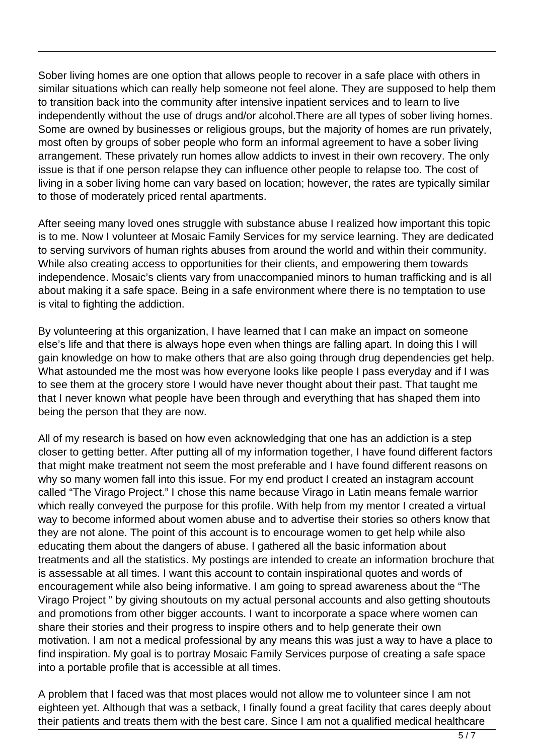Sober living homes are one option that allows people to recover in a safe place with others in similar situations which can really help someone not feel alone. They are supposed to help them to transition back into the community after intensive inpatient services and to learn to live independently without the use of drugs and/or alcohol.There are all types of sober living homes. Some are owned by businesses or religious groups, but the majority of homes are run privately, most often by groups of sober people who form an informal agreement to have a sober living arrangement. These privately run homes allow addicts to invest in their own recovery. The only issue is that if one person relapse they can influence other people to relapse too. The cost of living in a sober living home can vary based on location; however, the rates are typically similar to those of moderately priced rental apartments.

After seeing many loved ones struggle with substance abuse I realized how important this topic is to me. Now I volunteer at Mosaic Family Services for my service learning. They are dedicated to serving survivors of human rights abuses from around the world and within their community. While also creating access to opportunities for their clients, and empowering them towards independence. Mosaic's clients vary from unaccompanied minors to human trafficking and is all about making it a safe space. Being in a safe environment where there is no temptation to use is vital to fighting the addiction.

By volunteering at this organization, I have learned that I can make an impact on someone else's life and that there is always hope even when things are falling apart. In doing this I will gain knowledge on how to make others that are also going through drug dependencies get help. What astounded me the most was how everyone looks like people I pass everyday and if I was to see them at the grocery store I would have never thought about their past. That taught me that I never known what people have been through and everything that has shaped them into being the person that they are now.

All of my research is based on how even acknowledging that one has an addiction is a step closer to getting better. After putting all of my information together, I have found different factors that might make treatment not seem the most preferable and I have found different reasons on why so many women fall into this issue. For my end product I created an instagram account called "The Virago Project." I chose this name because Virago in Latin means female warrior which really conveyed the purpose for this profile. With help from my mentor I created a virtual way to become informed about women abuse and to advertise their stories so others know that they are not alone. The point of this account is to encourage women to get help while also educating them about the dangers of abuse. I gathered all the basic information about treatments and all the statistics. My postings are intended to create an information brochure that is assessable at all times. I want this account to contain inspirational quotes and words of encouragement while also being informative. I am going to spread awareness about the "The Virago Project " by giving shoutouts on my actual personal accounts and also getting shoutouts and promotions from other bigger accounts. I want to incorporate a space where women can share their stories and their progress to inspire others and to help generate their own motivation. I am not a medical professional by any means this was just a way to have a place to find inspiration. My goal is to portray Mosaic Family Services purpose of creating a safe space into a portable profile that is accessible at all times.

A problem that I faced was that most places would not allow me to volunteer since I am not eighteen yet. Although that was a setback, I finally found a great facility that cares deeply about their patients and treats them with the best care. Since I am not a qualified medical healthcare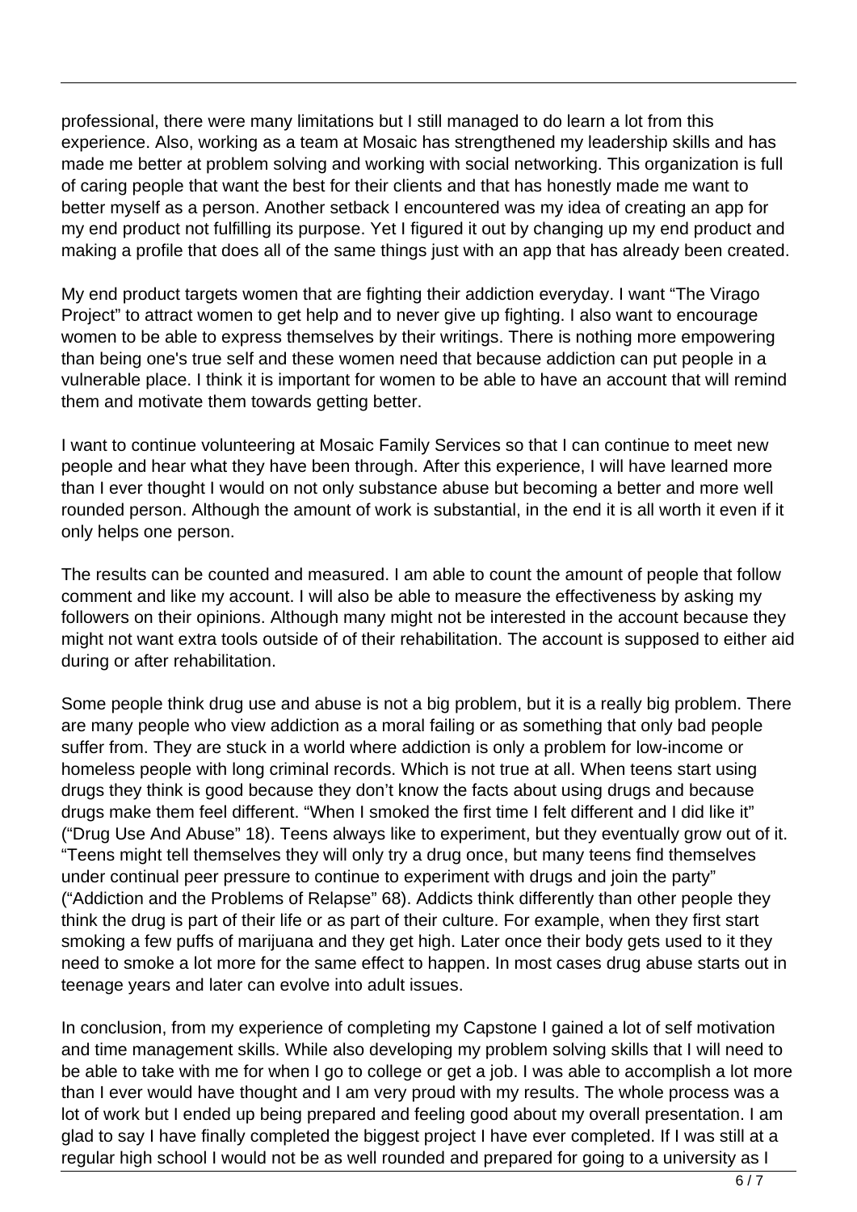professional, there were many limitations but I still managed to do learn a lot from this experience. Also, working as a team at Mosaic has strengthened my leadership skills and has made me better at problem solving and working with social networking. This organization is full of caring people that want the best for their clients and that has honestly made me want to better myself as a person. Another setback I encountered was my idea of creating an app for my end product not fulfilling its purpose. Yet I figured it out by changing up my end product and making a profile that does all of the same things just with an app that has already been created.

My end product targets women that are fighting their addiction everyday. I want "The Virago Project" to attract women to get help and to never give up fighting. I also want to encourage women to be able to express themselves by their writings. There is nothing more empowering than being one's true self and these women need that because addiction can put people in a vulnerable place. I think it is important for women to be able to have an account that will remind them and motivate them towards getting better.

I want to continue volunteering at Mosaic Family Services so that I can continue to meet new people and hear what they have been through. After this experience, I will have learned more than I ever thought I would on not only substance abuse but becoming a better and more well rounded person. Although the amount of work is substantial, in the end it is all worth it even if it only helps one person.

The results can be counted and measured. I am able to count the amount of people that follow comment and like my account. I will also be able to measure the effectiveness by asking my followers on their opinions. Although many might not be interested in the account because they might not want extra tools outside of of their rehabilitation. The account is supposed to either aid during or after rehabilitation.

Some people think drug use and abuse is not a big problem, but it is a really big problem. There are many people who view addiction as a moral failing or as something that only bad people suffer from. They are stuck in a world where addiction is only a problem for low-income or homeless people with long criminal records. Which is not true at all. When teens start using drugs they think is good because they don't know the facts about using drugs and because drugs make them feel different. "When I smoked the first time I felt different and I did like it" ("Drug Use And Abuse" 18). Teens always like to experiment, but they eventually grow out of it. "Teens might tell themselves they will only try a drug once, but many teens find themselves under continual peer pressure to continue to experiment with drugs and join the party" ("Addiction and the Problems of Relapse" 68). Addicts think differently than other people they think the drug is part of their life or as part of their culture. For example, when they first start smoking a few puffs of marijuana and they get high. Later once their body gets used to it they need to smoke a lot more for the same effect to happen. In most cases drug abuse starts out in teenage years and later can evolve into adult issues.

In conclusion, from my experience of completing my Capstone I gained a lot of self motivation and time management skills. While also developing my problem solving skills that I will need to be able to take with me for when I go to college or get a job. I was able to accomplish a lot more than I ever would have thought and I am very proud with my results. The whole process was a lot of work but I ended up being prepared and feeling good about my overall presentation. I am glad to say I have finally completed the biggest project I have ever completed. If I was still at a regular high school I would not be as well rounded and prepared for going to a university as I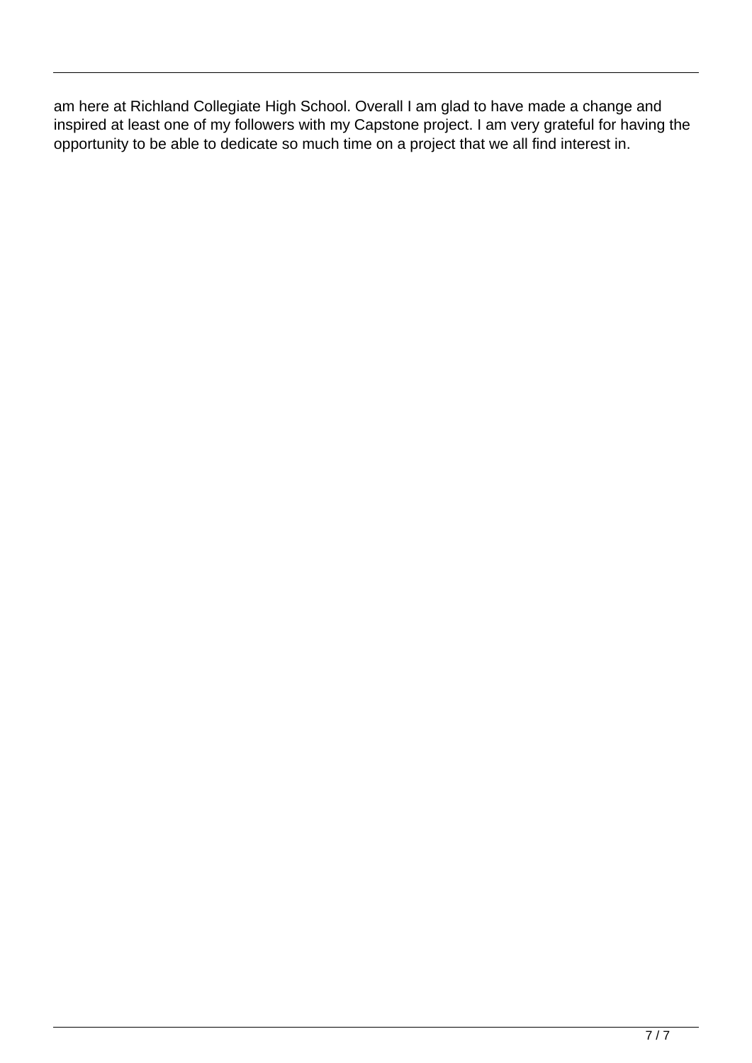am here at Richland Collegiate High School. Overall I am glad to have made a change and inspired at least one of my followers with my Capstone project. I am very grateful for having the opportunity to be able to dedicate so much time on a project that we all find interest in.